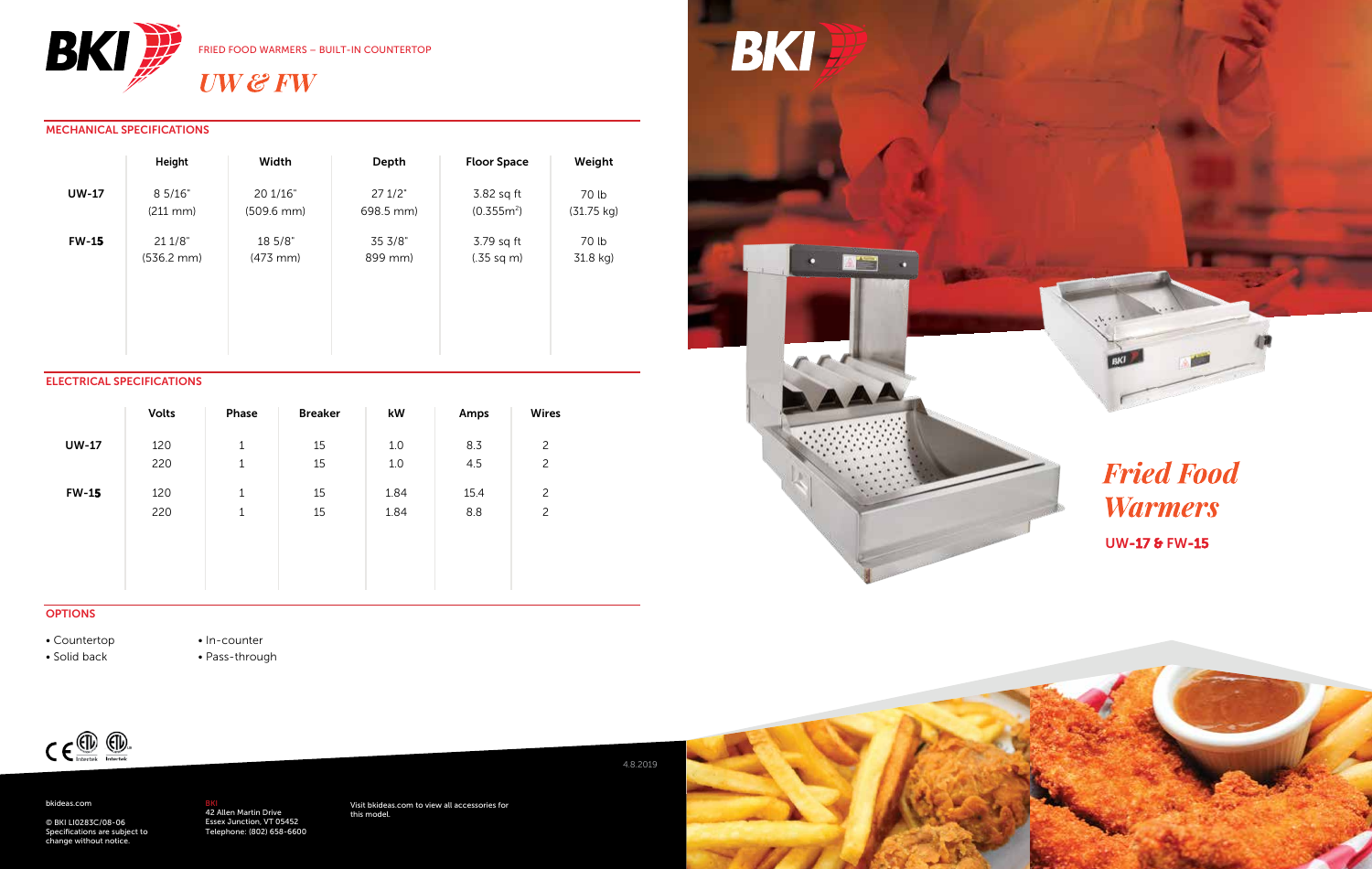BKI

FRIED FOOD WARMERS – BUILT-IN COUNTERTOP

# *UW & FW*

## MECHANICAL SPECIFICATIONS

| | Height | Width | Depth | Floor Space | Weight |
|---|---|---|---|---|---|
| **UW-17** | 8 5/16" (211 mm) | 20 1/16" (509.6 mm) | 27 1/2" 698.5 mm) | 3.82 sq ft ($0.355m^2$) | 70 lb (31.75 kg) |
| **FW-15** | 21 1/8" (536.2 mm) | 18 5/8" (473 mm) | 35 3/8" 899 mm) | 3.79 sq ft (.35 sq m) | 70 lb 31.8 kg) |

## ELECTRICAL SPECIFICATIONS

| | Volts | Phase | Breaker | kW | Amps | Wires |
|---|---|---|---|---|---|---|
| **UW-17** | 120 | 1 | 15 | 1.0 | 8.3 | 2 |
| | 220 | 1 | 15 | 1.0 | 4.5 | 2 |
| **FW-15** | 120 | 1 | 15 | 1.84 | 15.4 | 2 |
| | 220 | 1 | 15 | 1.84 | 8.8 | 2 |

## OPTIONS

- Countertop
- Solid back
- In-counter
- Pass-through

4.8.2019

bkideas.com

© BKI LI0283C/08-06
Specifications are subject to change without notice.

BKI
42 Allen Martin Drive
Essex Junction, VT 05452
Telephone: (802) 658-6600

Visit bkideas.com to view all accessories for this model.

BKI

# *Fried Food Warmers*

**UW-17 & FW-15**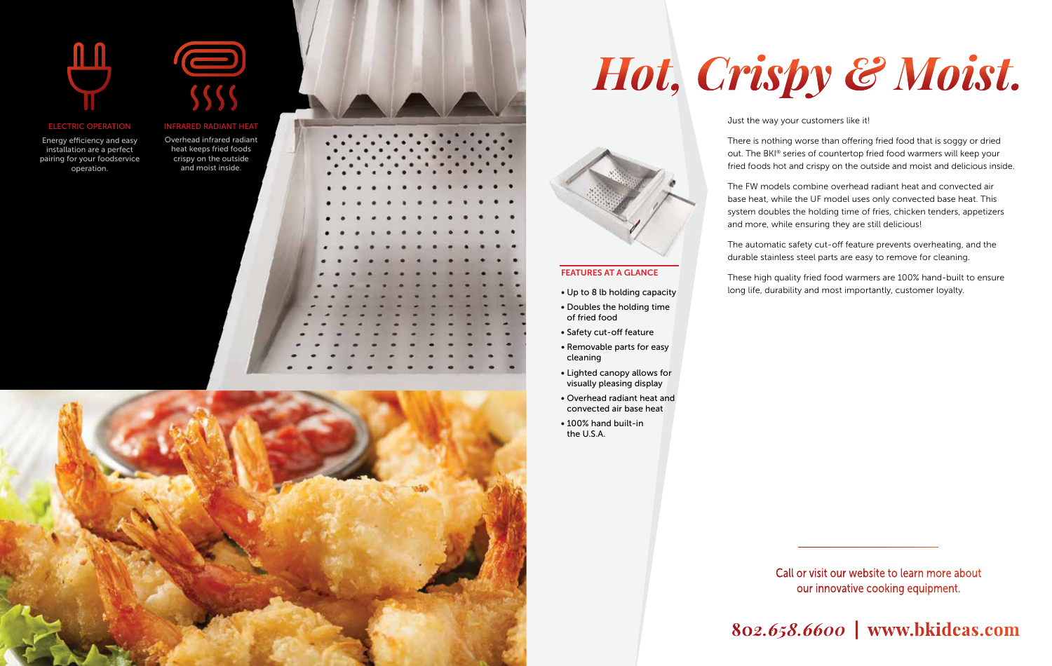ELECTRIC OPERATION

Energy efficiency and easy installation are a perfect pairing for your foodservice operation.

INFRARED RADIANT HEAT

Overhead infrared radiant heat keeps fried foods crispy on the outside and moist inside.

# *Hot, Crispy & Moist.*

Just the way your customers like it!

There is nothing worse than offering fried food that is soggy or dried out. The BKI® series of countertop fried food warmers will keep your fried foods hot and crispy on the outside and moist and delicious inside.

The FW models combine overhead radiant heat and convected air base heat, while the UF model uses only convected base heat. This system doubles the holding time of fries, chicken tenders, appetizers and more, while ensuring they are still delicious!

The automatic safety cut-off feature prevents overheating, and the durable stainless steel parts are easy to remove for cleaning.

These high quality fried food warmers are 100% hand-built to ensure long life, durability and most importantly, customer loyalty.

## FEATURES AT A GLANCE

- Up to 8 lb holding capacity
- Doubles the holding time of fried food
- Safety cut-off feature
- Removable parts for easy cleaning
- Lighted canopy allows for visually pleasing display
- Overhead radiant heat and convected air base heat
- 100% hand built-in the U.S.A.

Call or visit our website to learn more about our innovative cooking equipment.

**802.658.6600 | www.bkideas.com**